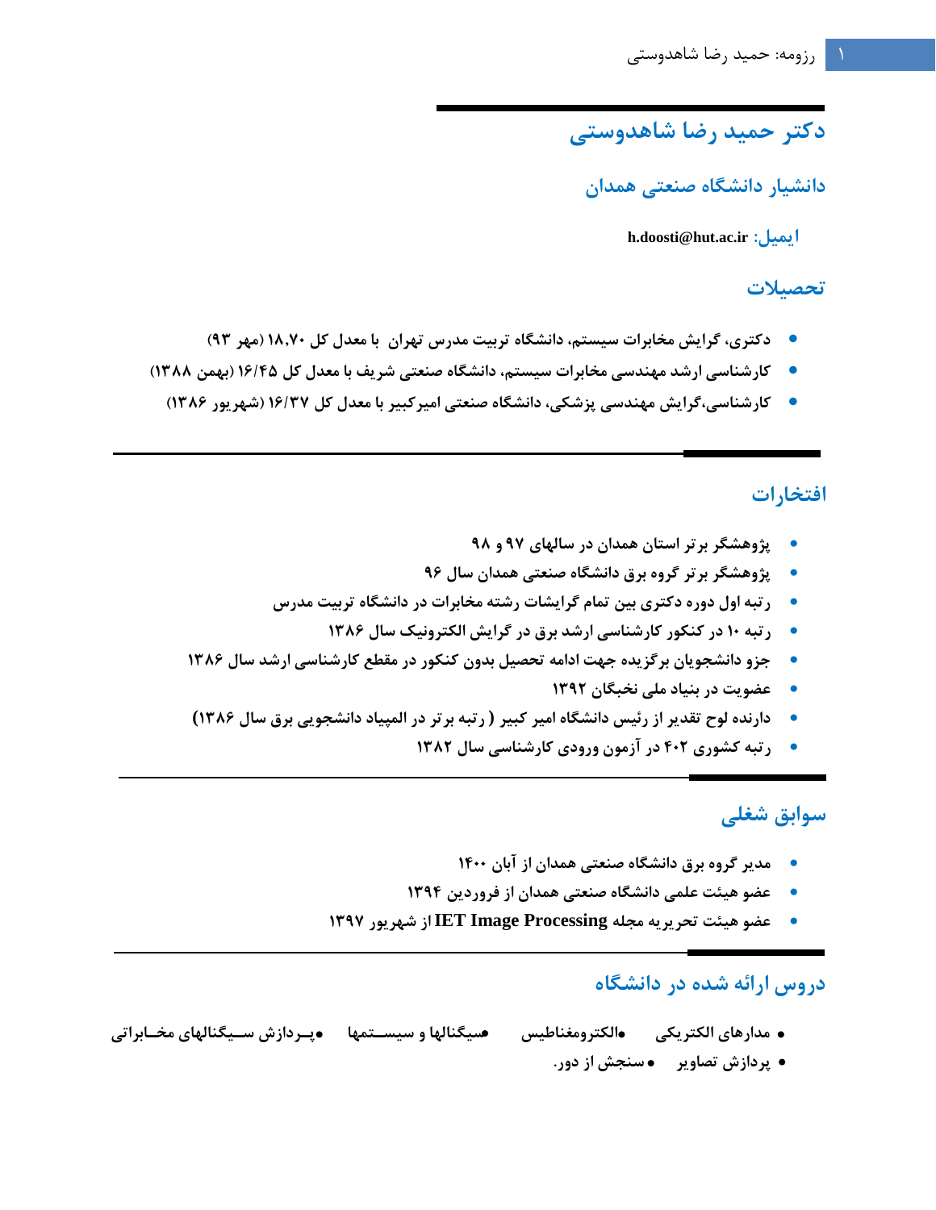# دکتر حمید رضا شاهدوستی

## دانشیار دانشگاه صنعتی همدان

ایمیل: **h.doosti@hut.ac.ir**

## تحصیلات

- **دکتری، گرایش مخابرات سیستم، دانشگاه تربیت مدرس تهران  با معدل کل ۱۸،۷۰ (مهر ۹۳)**
- **کارشناسی ارشد مهندسی مخابرات سیستم، دانشگاه صنعتی شریف با معدل کل ۱۶/۴۵ (بهمن ۱۳۸۸)**
- **کارشناسی،گرایش مهندسی پزشکی، دانشگاه صنعتی امیرکبیر با معدل کل ۱۶/۳۷ (شهریور ۱۳۸۶)**

---

## افتخارات

- **پژوهشگر برتر استان همدان در سالهای ۹۷ و ۹۸**
- **پژوهشگر برتر گروه برق دانشگاه صنعتی همدان سال ۹۶**
- **رتبه اول دوره دکتری بین تمام گرایشات رشته مخابرات در دانشگاه تربیت مدرس**
- **رتبه ۱۰ در کنکور کارشناسی ارشد برق در گرایش الکترونیک سال ۱۳۸۶**
- **جزو دانشجویان برگزیده جهت ادامه تحصیل بدون کنکور در مقطع کارشناسی ارشد سال ۱۳۸۶**
- **عضویت در بنیاد ملی نخبگان ۱۳۹۲**
- **دارنده لوح تقدیر از رئیس دانشگاه امیر کبیر ( رتبه برتر در المپیاد دانشجویی برق سال ۱۳۸۶)**
- **رتبه کشوری ۴۰۲ در آزمون ورودی کارشناسی سال ۱۳۸۲**

---

## سوابق شغلی

- **مدیر گروه برق دانشگاه صنعتی همدان از آبان ۱۴۰۰**
- **عضو هیئت علمی دانشگاه صنعتی همدان از فروردین ۱۳۹۴**
- **عضو هیئت تحریریه مجله IET Image Processing از شهریور ۱۳۹۷**

---

## دروس ارائه شده در دانشگاه

- **مدارهای الکتریکی**
- **الکترومغناطیس**
- **سیگنالها و سیستمها**
- **پردازش سیگنالهای مخابراتی**
- **پردازش تصاویر**
- **سنجش از دور.**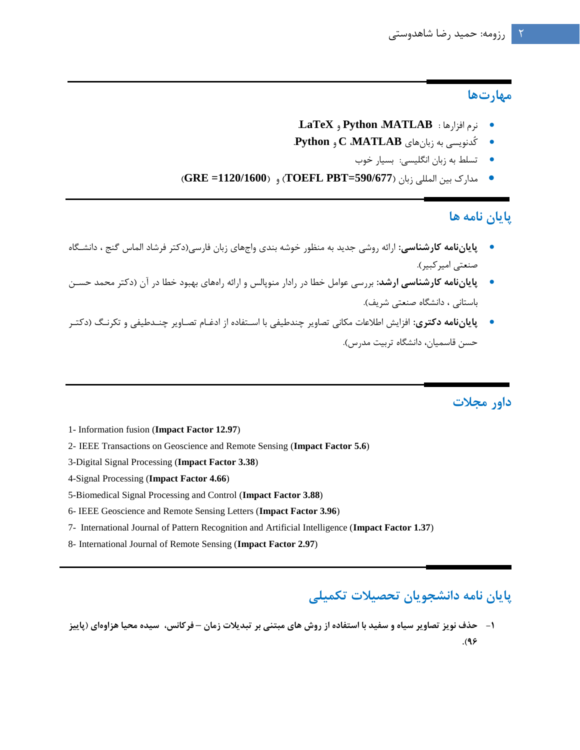## مهارت‌ها

- نرم افزارها : **MATLAB**، **Python** و **LaTeX**.
- کُدنویسی به زبان‌های **MATLAB**، **C** و **Python**.
- تسلط به زبان انگلیسی: بسیار خوب
- مدارک بین المللی زبان (**TOEFL PBT=590/677**) و (**GRE =1120/1600**)

## پایان نامه ها

- **پایان‌نامه کارشناسی:** ارائه روشی جدید به منظور خوشه بندی واج‌های زبان فارسی(دکتر فرشاد الماس گنج ، دانشگاه صنعتی امیرکبیر).
- **پایان‌نامه کارشناسی ارشد:** بررسی عوامل خطا در رادار منوپالس و ارائه راه‌های بهبود خطا در آن (دکتر محمد حسن باستانی ، دانشگاه صنعتی شریف).
- **پایان‌نامه دکتری:** افزایش اطلاعات مکانی تصاویر چندطیفی با استفاده از ادغام تصاویر چندطیفی و تکرنگ (دکتر حسن قاسمیان، دانشگاه تربیت مدرس).

## داور مجلات

1- Information fusion (**Impact Factor 12.97**)

2- IEEE Transactions on Geoscience and Remote Sensing (**Impact Factor 5.6**)

3-Digital Signal Processing (**Impact Factor 3.38**)

4-Signal Processing (**Impact Factor 4.66**)

5-Biomedical Signal Processing and Control (**Impact Factor 3.88**)

6- IEEE Geoscience and Remote Sensing Letters (**Impact Factor 3.96**)

7- International Journal of Pattern Recognition and Artificial Intelligence (**Impact Factor 1.37**)

8- International Journal of Remote Sensing (**Impact Factor 2.97**)

## پایان نامه دانشجویان تحصیلات تکمیلی

**۱- حذف نویز تصاویر سیاه و سفید با استفاده از روش های مبتنی بر تبدیلات زمان – فرکانس، سیده محیا هزاوه‌ای (پاییز ۹۶).**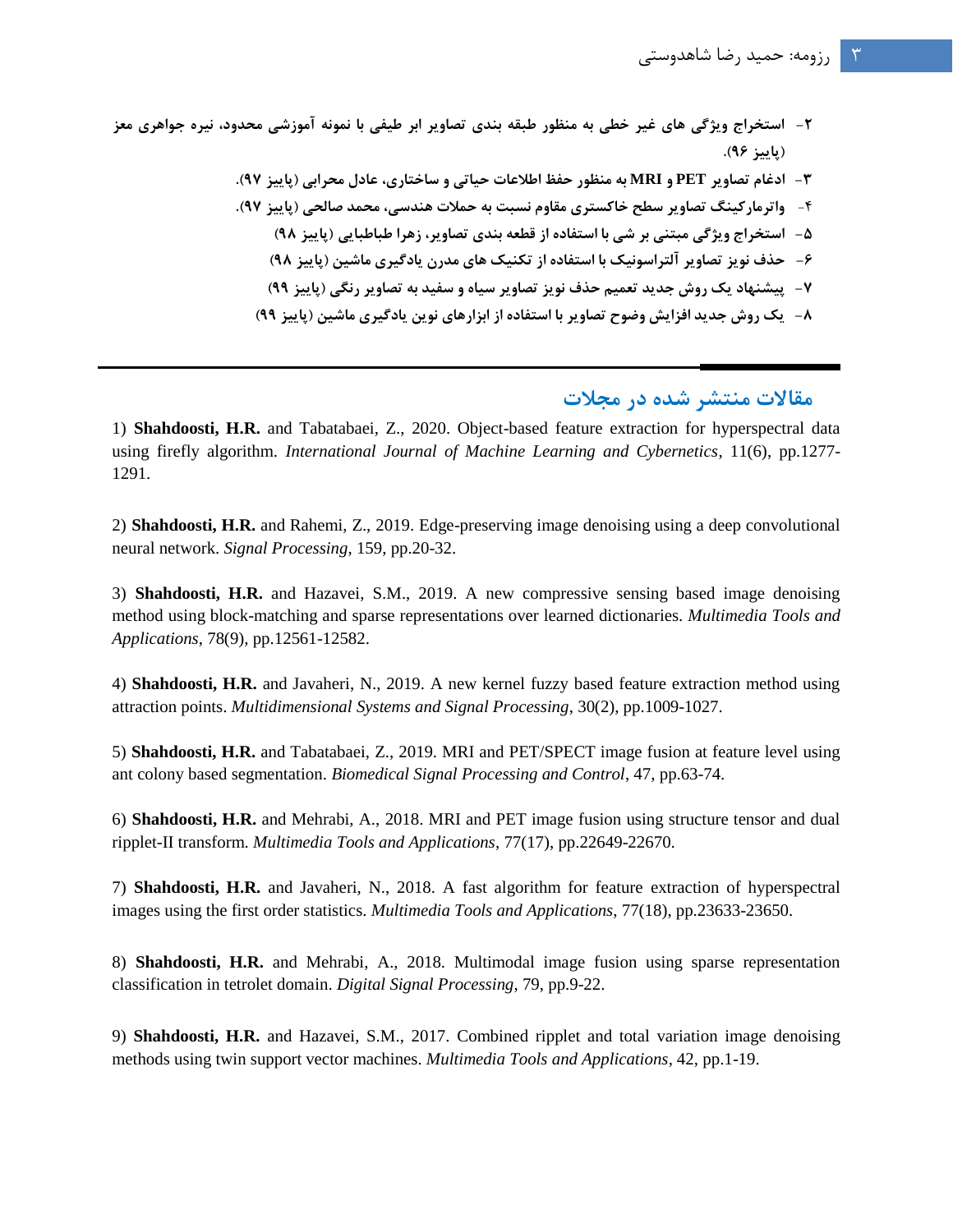۲- استخراج ویژگی های غیر خطی به منظور طبقه بندی تصاویر ابر طیفی با نمونه آموزشی محدود، نیره جواهری معز (پاییز ۹۶).

۳- ادغام تصاویر PET و MRI به منظور حفظ اطلاعات حیاتی و ساختاری، عادل محرابی (پاییز ۹۷).

۴- واترمارکینگ تصاویر سطح خاکستری مقاوم نسبت به حملات هندسی، محمد صالحی (پاییز ۹۷).

۵- استخراج ویژگی مبتنی بر شی با استفاده از قطعه بندی تصاویر، زهرا طباطبایی (پاییز ۹۸)

۶- حذف نویز تصاویر آلتراسونیک با استفاده از تکنیک های مدرن یادگیری ماشین (پاییز ۹۸)

۷- پیشنهاد یک روش جدید تعمیم حذف نویز تصاویر سیاه و سفید به تصاویر رنگی (پاییز ۹۹)

۸- یک روش جدید افزایش وضوح تصاویر با استفاده از ابزارهای نوین یادگیری ماشین (پاییز ۹۹)

---

## مقالات منتشر شده در مجلات

1) **Shahdoosti, H.R.** and Tabatabaei, Z., 2020. Object-based feature extraction for hyperspectral data using firefly algorithm. *International Journal of Machine Learning and Cybernetics*, 11(6), pp.1277-1291.

2) **Shahdoosti, H.R.** and Rahemi, Z., 2019. Edge-preserving image denoising using a deep convolutional neural network. *Signal Processing*, 159, pp.20-32.

3) **Shahdoosti, H.R.** and Hazavei, S.M., 2019. A new compressive sensing based image denoising method using block-matching and sparse representations over learned dictionaries. *Multimedia Tools and Applications*, 78(9), pp.12561-12582.

4) **Shahdoosti, H.R.** and Javaheri, N., 2019. A new kernel fuzzy based feature extraction method using attraction points. *Multidimensional Systems and Signal Processing*, 30(2), pp.1009-1027.

5) **Shahdoosti, H.R.** and Tabatabaei, Z., 2019. MRI and PET/SPECT image fusion at feature level using ant colony based segmentation. *Biomedical Signal Processing and Control*, 47, pp.63-74.

6) **Shahdoosti, H.R.** and Mehrabi, A., 2018. MRI and PET image fusion using structure tensor and dual ripplet-II transform. *Multimedia Tools and Applications*, 77(17), pp.22649-22670.

7) **Shahdoosti, H.R.** and Javaheri, N., 2018. A fast algorithm for feature extraction of hyperspectral images using the first order statistics. *Multimedia Tools and Applications*, 77(18), pp.23633-23650.

8) **Shahdoosti, H.R.** and Mehrabi, A., 2018. Multimodal image fusion using sparse representation classification in tetrolet domain. *Digital Signal Processing*, 79, pp.9-22.

9) **Shahdoosti, H.R.** and Hazavei, S.M., 2017. Combined ripplet and total variation image denoising methods using twin support vector machines. *Multimedia Tools and Applications*, 42, pp.1-19.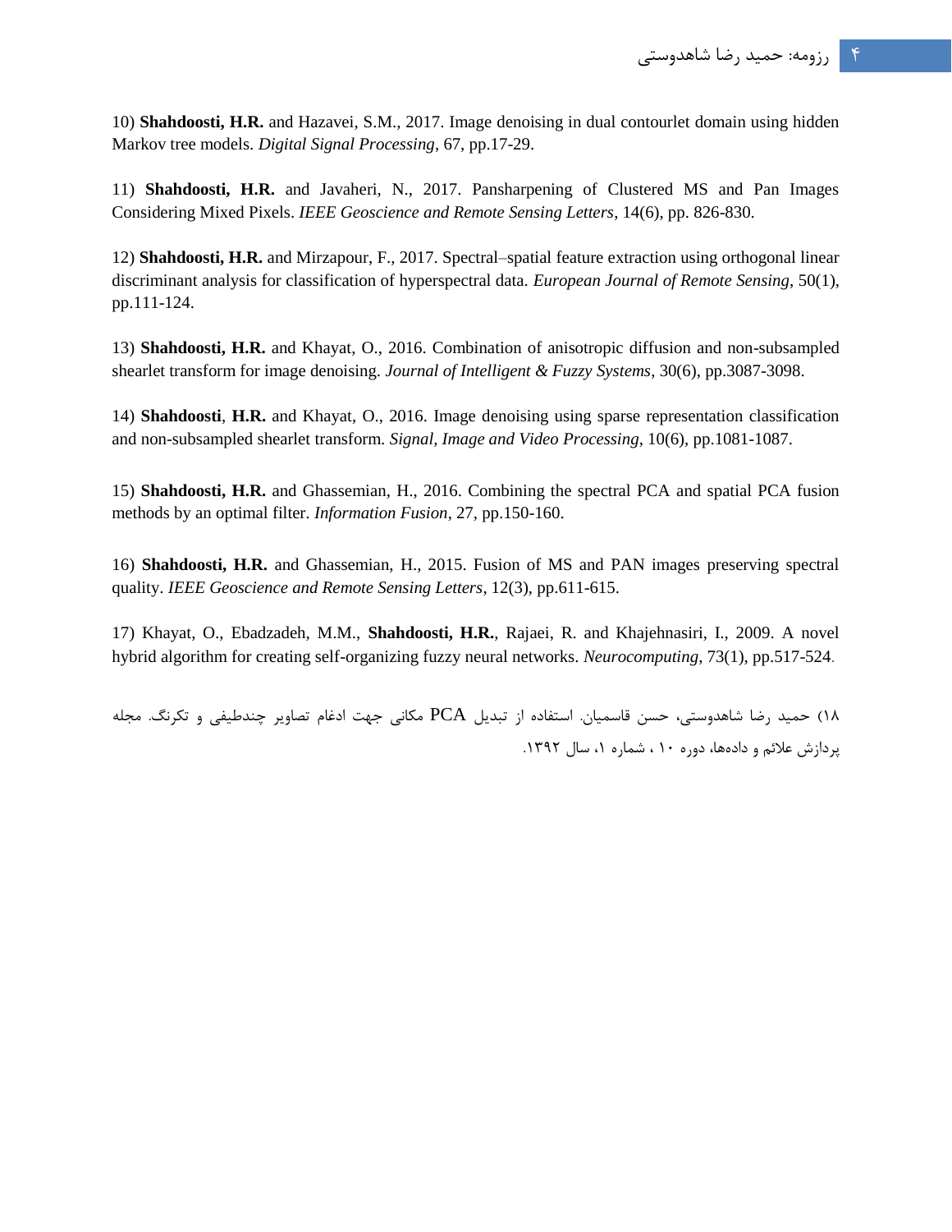10) **Shahdoosti, H.R.** and Hazavei, S.M., 2017. Image denoising in dual contourlet domain using hidden Markov tree models. *Digital Signal Processing*, 67, pp.17-29.

11) **Shahdoosti, H.R.** and Javaheri, N., 2017. Pansharpening of Clustered MS and Pan Images Considering Mixed Pixels. *IEEE Geoscience and Remote Sensing Letters*, 14(6), pp. 826-830.

12) **Shahdoosti, H.R.** and Mirzapour, F., 2017. Spectral–spatial feature extraction using orthogonal linear discriminant analysis for classification of hyperspectral data. *European Journal of Remote Sensing*, 50(1), pp.111-124.

13) **Shahdoosti, H.R.** and Khayat, O., 2016. Combination of anisotropic diffusion and non-subsampled shearlet transform for image denoising. *Journal of Intelligent & Fuzzy Systems*, 30(6), pp.3087-3098.

14) **Shahdoosti**, **H.R.** and Khayat, O., 2016. Image denoising using sparse representation classification and non-subsampled shearlet transform. *Signal, Image and Video Processing*, 10(6), pp.1081-1087.

15) **Shahdoosti, H.R.** and Ghassemian, H., 2016. Combining the spectral PCA and spatial PCA fusion methods by an optimal filter. *Information Fusion*, 27, pp.150-160.

16) **Shahdoosti, H.R.** and Ghassemian, H., 2015. Fusion of MS and PAN images preserving spectral quality. *IEEE Geoscience and Remote Sensing Letters*, 12(3), pp.611-615.

17) Khayat, O., Ebadzadeh, M.M., **Shahdoosti, H.R.**, Rajaei, R. and Khajehnasiri, I., 2009. A novel hybrid algorithm for creating self-organizing fuzzy neural networks. *Neurocomputing*, 73(1), pp.517-524.

۱۸) حمید رضا شاهدوستی، حسن قاسمیان. استفاده از تبدیل PCA مکانی جهت ادغام تصاویر چندطیفی و تکرنگ. مجله پردازش علائم و داده‌ها، دوره ۱۰ ، شماره ۱، سال ۱۳۹۲.